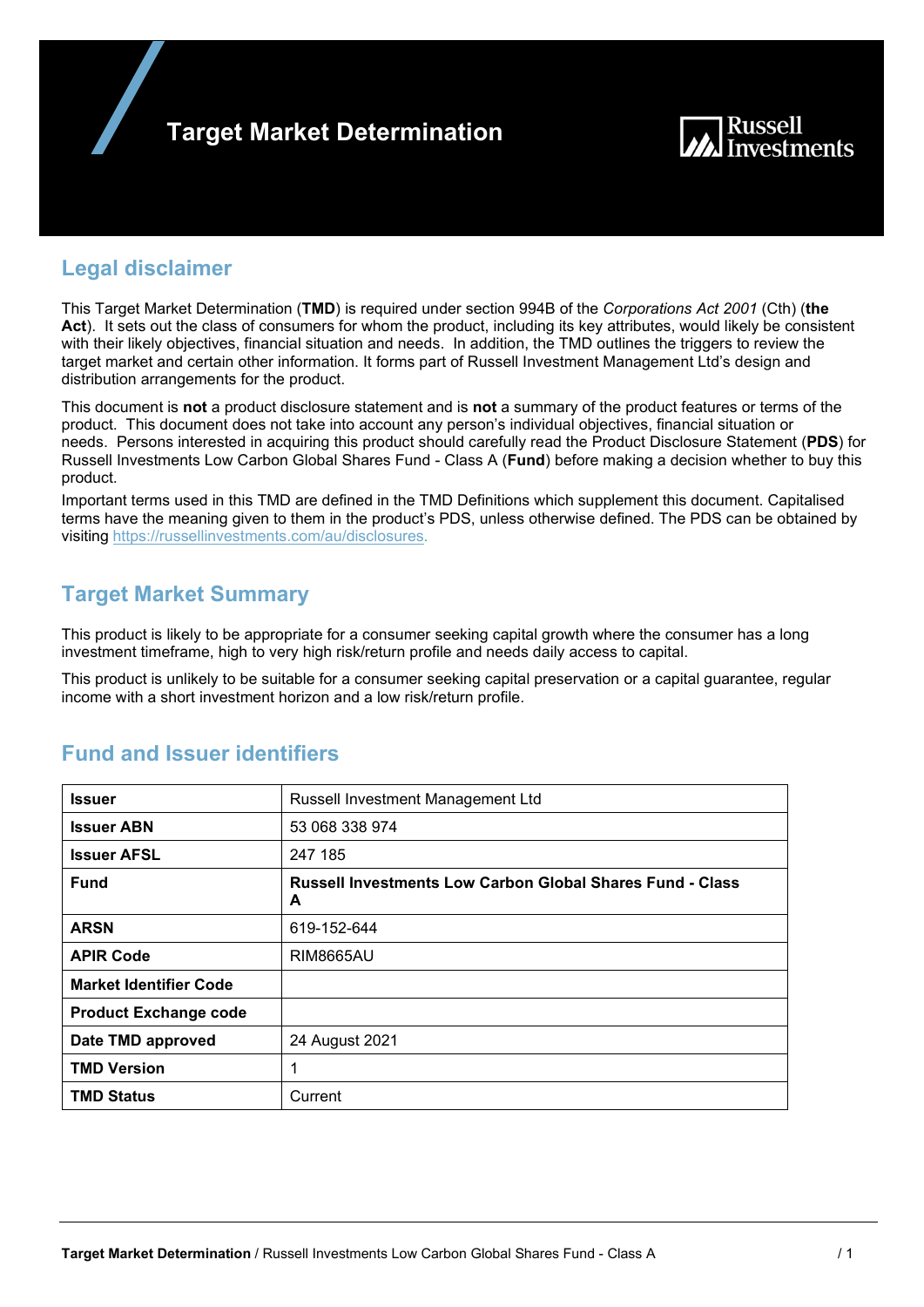# Target Market Determination

## Legal disclaimer

This Target Market Determination (**TMD**) is required under section 994B of the *Corporations Act 2001* (Cth) (**the Act**). It sets out the class of consumers for whom the product, including its key attributes, would likely be consistent with their likely objectives, financial situation and needs. In addition, the TMD outlines the triggers to review the target market and certain other information. It forms part of Russell Investment Management Ltd's design and distribution arrangements for the product.

This document is **not** a product disclosure statement and is **not** a summary of the product features or terms of the product. This document does not take into account any person's individual objectives, financial situation or needs. Persons interested in acquiring this product should carefully read the Product Disclosure Statement (**PDS**) for Russell Investments Low Carbon Global Shares Fund - Class A (**Fund**) before making a decision whether to buy this product.

Important terms used in this TMD are defined in the TMD Definitions which supplement this document. Capitalised terms have the meaning given to them in the product's PDS, unless otherwise defined. The PDS can be obtained by visiting https://russellinvestments.com/au/disclosures.

## Target Market Summary

This product is likely to be appropriate for a consumer seeking capital growth where the consumer has a long investment timeframe, high to very high risk/return profile and needs daily access to capital.

This product is unlikely to be suitable for a consumer seeking capital preservation or a capital guarantee, regular income with a short investment horizon and a low risk/return profile.

## Fund and Issuer identifiers

| | |
|---|---|
| **Issuer** | Russell Investment Management Ltd |
| **Issuer ABN** | 53 068 338 974 |
| **Issuer AFSL** | 247 185 |
| **Fund** | **Russell Investments Low Carbon Global Shares Fund - Class A** |
| **ARSN** | 619-152-644 |
| **APIR Code** | RIM8665AU |
| **Market Identifier Code** | |
| **Product Exchange code** | |
| **Date TMD approved** | 24 August 2021 |
| **TMD Version** | 1 |
| **TMD Status** | Current |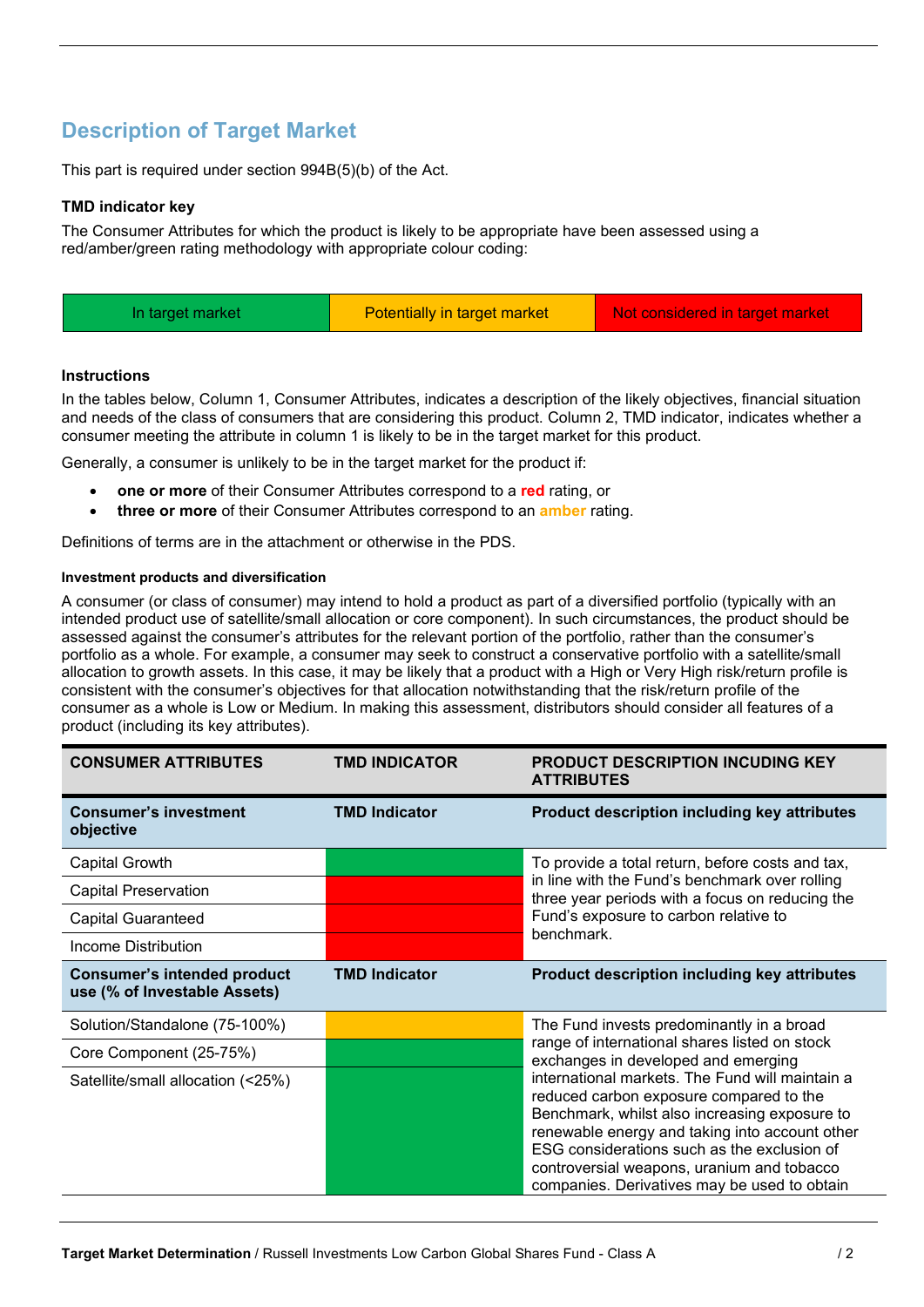## Description of Target Market

This part is required under section 994B(5)(b) of the Act.

**TMD indicator key**

The Consumer Attributes for which the product is likely to be appropriate have been assessed using a red/amber/green rating methodology with appropriate colour coding:

| In target market | Potentially in target market | Not considered in target market |
|---|---|---|

**Instructions**

In the tables below, Column 1, Consumer Attributes, indicates a description of the likely objectives, financial situation and needs of the class of consumers that are considering this product. Column 2, TMD indicator, indicates whether a consumer meeting the attribute in column 1 is likely to be in the target market for this product.

Generally, a consumer is unlikely to be in the target market for the product if:

- **one or more** of their Consumer Attributes correspond to a **red** rating, or
- **three or more** of their Consumer Attributes correspond to an **amber** rating.

Definitions of terms are in the attachment or otherwise in the PDS.

**Investment products and diversification**

A consumer (or class of consumer) may intend to hold a product as part of a diversified portfolio (typically with an intended product use of satellite/small allocation or core component). In such circumstances, the product should be assessed against the consumer's attributes for the relevant portion of the portfolio, rather than the consumer's portfolio as a whole. For example, a consumer may seek to construct a conservative portfolio with a satellite/small allocation to growth assets. In this case, it may be likely that a product with a High or Very High risk/return profile is consistent with the consumer's objectives for that allocation notwithstanding that the risk/return profile of the consumer as a whole is Low or Medium. In making this assessment, distributors should consider all features of a product (including its key attributes).

| CONSUMER ATTRIBUTES | TMD INDICATOR | PRODUCT DESCRIPTION INCUDING KEY ATTRIBUTES |
|---|---|---|
| **Consumer's investment objective** | **TMD Indicator** | **Product description including key attributes** |
| Capital Growth | In target market (green) | To provide a total return, before costs and tax, in line with the Fund's benchmark over rolling three year periods with a focus on reducing the Fund's exposure to carbon relative to benchmark. |
| Capital Preservation | Not considered in target market (red) | |
| Capital Guaranteed | Not considered in target market (red) | |
| Income Distribution | Not considered in target market (red) | |
| **Consumer's intended product use (% of Investable Assets)** | **TMD Indicator** | **Product description including key attributes** |
| Solution/Standalone (75-100%) | Potentially in target market (amber) | The Fund invests predominantly in a broad range of international shares listed on stock exchanges in developed and emerging international markets. The Fund will maintain a reduced carbon exposure compared to the Benchmark, whilst also increasing exposure to renewable energy and taking into account other ESG considerations such as the exclusion of controversial weapons, uranium and tobacco companies. Derivatives may be used to obtain |
| Core Component (25-75%) | In target market (green) | |
| Satellite/small allocation (<25%) | In target market (green) | |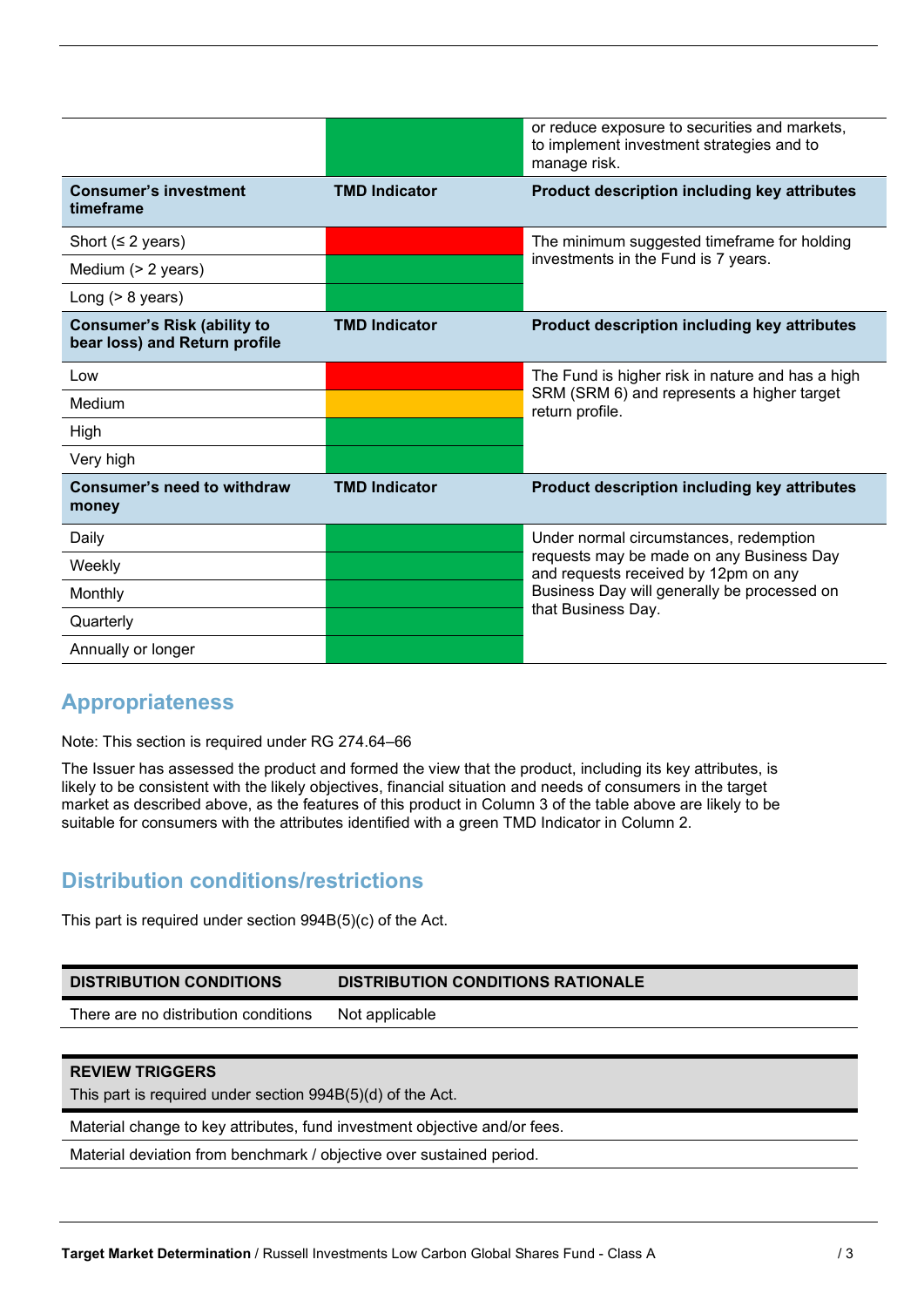| | | |
|---|---|---|
| | Green | or reduce exposure to securities and markets, to implement investment strategies and to manage risk. |
| **Consumer's investment timeframe** | **TMD Indicator** | **Product description including key attributes** |
| Short (≤ 2 years) | Red | The minimum suggested timeframe for holding investments in the Fund is 7 years. |
| Medium (> 2 years) | Green | |
| Long (> 8 years) | Green | |
| **Consumer's Risk (ability to bear loss) and Return profile** | **TMD Indicator** | **Product description including key attributes** |
| Low | Red | The Fund is higher risk in nature and has a high SRM (SRM 6) and represents a higher target return profile. |
| Medium | Amber | |
| High | Green | |
| Very high | Green | |
| **Consumer's need to withdraw money** | **TMD Indicator** | **Product description including key attributes** |
| Daily | Green | Under normal circumstances, redemption requests may be made on any Business Day and requests received by 12pm on any Business Day will generally be processed on that Business Day. |
| Weekly | Green | |
| Monthly | Green | |
| Quarterly | Green | |
| Annually or longer | Green | |

## Appropriateness

Note: This section is required under RG 274.64–66

The Issuer has assessed the product and formed the view that the product, including its key attributes, is likely to be consistent with the likely objectives, financial situation and needs of consumers in the target market as described above, as the features of this product in Column 3 of the table above are likely to be suitable for consumers with the attributes identified with a green TMD Indicator in Column 2.

## Distribution conditions/restrictions

This part is required under section 994B(5)(c) of the Act.

| DISTRIBUTION CONDITIONS | DISTRIBUTION CONDITIONS RATIONALE |
|---|---|
| There are no distribution conditions | Not applicable |

| **REVIEW TRIGGERS** This part is required under section 994B(5)(d) of the Act. |
|---|
| Material change to key attributes, fund investment objective and/or fees. |
| Material deviation from benchmark / objective over sustained period. |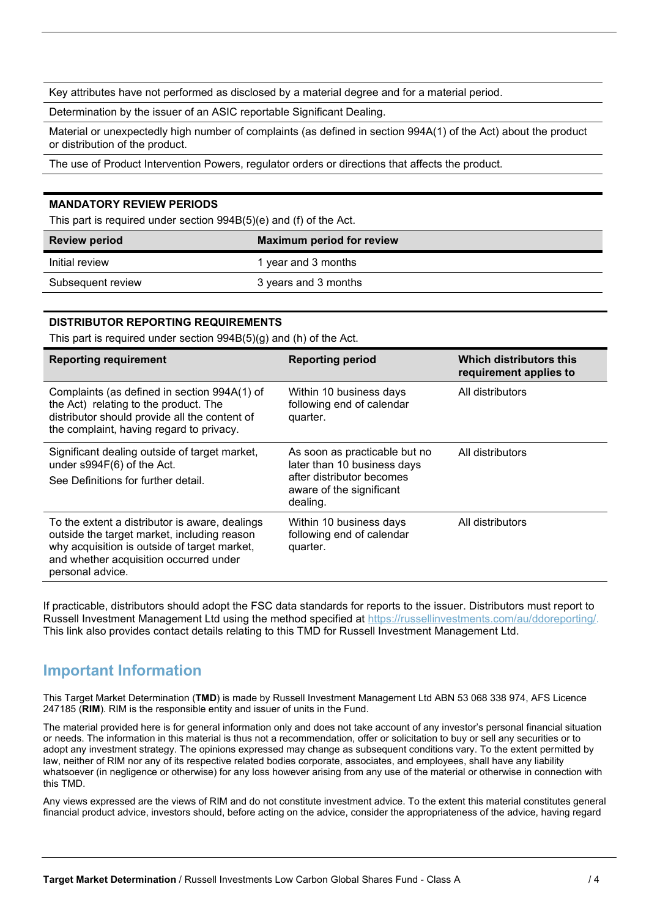| |
|---|
| Key attributes have not performed as disclosed by a material degree and for a material period. |
| Determination by the issuer of an ASIC reportable Significant Dealing. |
| Material or unexpectedly high number of complaints (as defined in section 994A(1) of the Act) about the product or distribution of the product. |
| The use of Product Intervention Powers, regulator orders or directions that affects the product. |

**MANDATORY REVIEW PERIODS**

This part is required under section 994B(5)(e) and (f) of the Act.

| Review period | Maximum period for review |
|---|---|
| Initial review | 1 year and 3 months |
| Subsequent review | 3 years and 3 months |

**DISTRIBUTOR REPORTING REQUIREMENTS**

This part is required under section 994B(5)(g) and (h) of the Act.

| Reporting requirement | Reporting period | Which distributors this requirement applies to |
|---|---|---|
| Complaints (as defined in section 994A(1) of the Act) relating to the product. The distributor should provide all the content of the complaint, having regard to privacy. | Within 10 business days following end of calendar quarter. | All distributors |
| Significant dealing outside of target market, under s994F(6) of the Act. See Definitions for further detail. | As soon as practicable but no later than 10 business days after distributor becomes aware of the significant dealing. | All distributors |
| To the extent a distributor is aware, dealings outside the target market, including reason why acquisition is outside of target market, and whether acquisition occurred under personal advice. | Within 10 business days following end of calendar quarter. | All distributors |

If practicable, distributors should adopt the FSC data standards for reports to the issuer. Distributors must report to Russell Investment Management Ltd using the method specified at https://russellinvestments.com/au/ddoreporting/. This link also provides contact details relating to this TMD for Russell Investment Management Ltd.

## Important Information

This Target Market Determination (**TMD**) is made by Russell Investment Management Ltd ABN 53 068 338 974, AFS Licence 247185 (**RIM**). RIM is the responsible entity and issuer of units in the Fund.

The material provided here is for general information only and does not take account of any investor's personal financial situation or needs. The information in this material is thus not a recommendation, offer or solicitation to buy or sell any securities or to adopt any investment strategy. The opinions expressed may change as subsequent conditions vary. To the extent permitted by law, neither of RIM nor any of its respective related bodies corporate, associates, and employees, shall have any liability whatsoever (in negligence or otherwise) for any loss however arising from any use of the material or otherwise in connection with this TMD.

Any views expressed are the views of RIM and do not constitute investment advice. To the extent this material constitutes general financial product advice, investors should, before acting on the advice, consider the appropriateness of the advice, having regard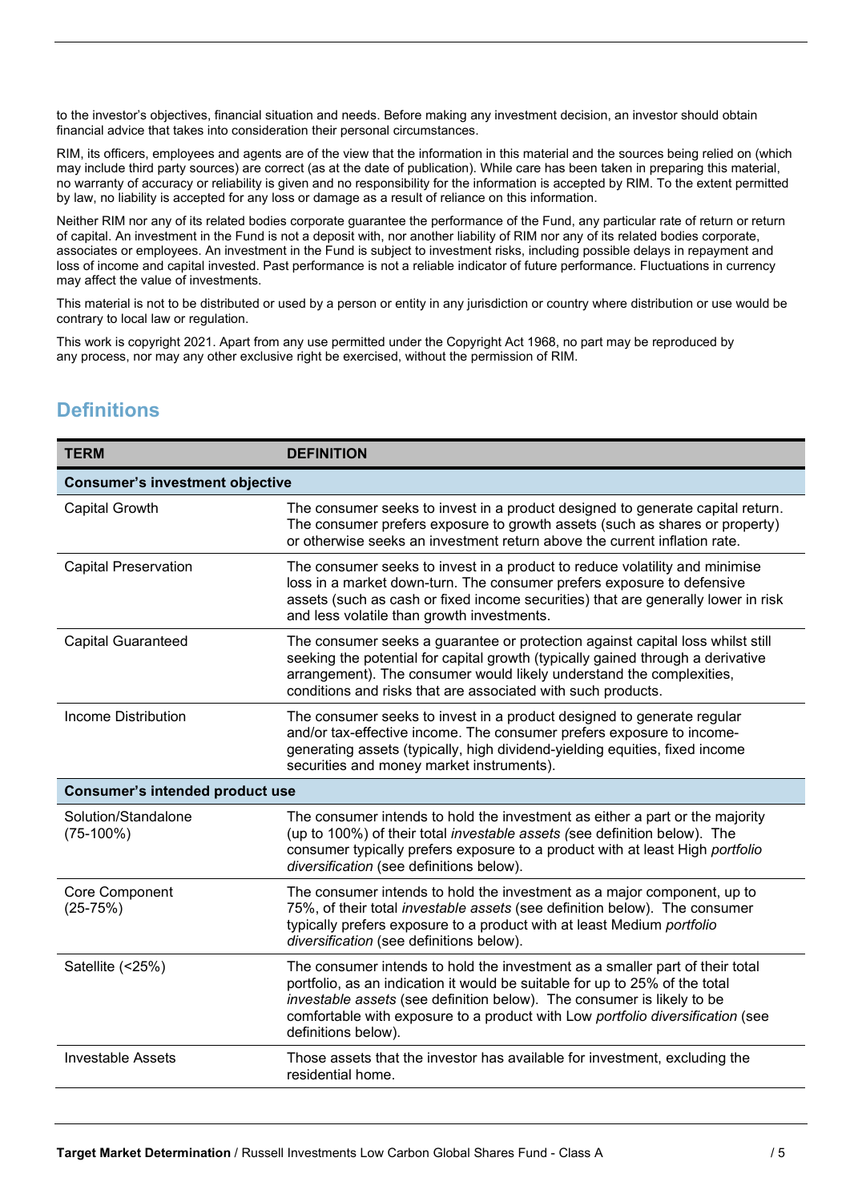to the investor's objectives, financial situation and needs. Before making any investment decision, an investor should obtain financial advice that takes into consideration their personal circumstances.

RIM, its officers, employees and agents are of the view that the information in this material and the sources being relied on (which may include third party sources) are correct (as at the date of publication). While care has been taken in preparing this material, no warranty of accuracy or reliability is given and no responsibility for the information is accepted by RIM. To the extent permitted by law, no liability is accepted for any loss or damage as a result of reliance on this information.

Neither RIM nor any of its related bodies corporate guarantee the performance of the Fund, any particular rate of return or return of capital. An investment in the Fund is not a deposit with, nor another liability of RIM nor any of its related bodies corporate, associates or employees. An investment in the Fund is subject to investment risks, including possible delays in repayment and loss of income and capital invested. Past performance is not a reliable indicator of future performance. Fluctuations in currency may affect the value of investments.

This material is not to be distributed or used by a person or entity in any jurisdiction or country where distribution or use would be contrary to local law or regulation.

This work is copyright 2021. Apart from any use permitted under the Copyright Act 1968, no part may be reproduced by any process, nor may any other exclusive right be exercised, without the permission of RIM.

## Definitions

| TERM | DEFINITION |
|---|---|
| **Consumer's investment objective** | |
| Capital Growth | The consumer seeks to invest in a product designed to generate capital return. The consumer prefers exposure to growth assets (such as shares or property) or otherwise seeks an investment return above the current inflation rate. |
| Capital Preservation | The consumer seeks to invest in a product to reduce volatility and minimise loss in a market down-turn. The consumer prefers exposure to defensive assets (such as cash or fixed income securities) that are generally lower in risk and less volatile than growth investments. |
| Capital Guaranteed | The consumer seeks a guarantee or protection against capital loss whilst still seeking the potential for capital growth (typically gained through a derivative arrangement). The consumer would likely understand the complexities, conditions and risks that are associated with such products. |
| Income Distribution | The consumer seeks to invest in a product designed to generate regular and/or tax-effective income. The consumer prefers exposure to income-generating assets (typically, high dividend-yielding equities, fixed income securities and money market instruments). |
| **Consumer's intended product use** | |
| Solution/Standalone (75-100%) | The consumer intends to hold the investment as either a part or the majority (up to 100%) of their total *investable assets (*see definition below). The consumer typically prefers exposure to a product with at least High *portfolio diversification* (see definitions below). |
| Core Component (25-75%) | The consumer intends to hold the investment as a major component, up to 75%, of their total *investable assets* (see definition below). The consumer typically prefers exposure to a product with at least Medium *portfolio diversification* (see definitions below). |
| Satellite (<25%) | The consumer intends to hold the investment as a smaller part of their total portfolio, as an indication it would be suitable for up to 25% of the total *investable assets* (see definition below). The consumer is likely to be comfortable with exposure to a product with Low *portfolio diversification* (see definitions below). |
| Investable Assets | Those assets that the investor has available for investment, excluding the residential home. |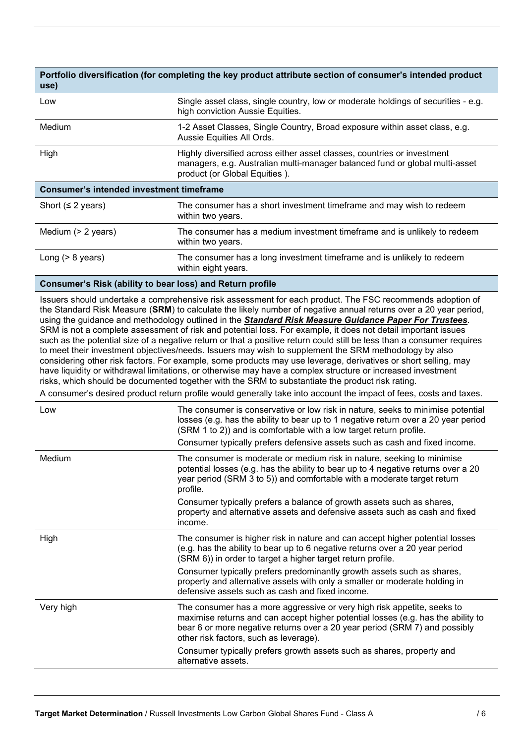| Portfolio diversification (for completing the key product attribute section of consumer's intended product use) | |
|---|---|
| Low | Single asset class, single country, low or moderate holdings of securities - e.g. high conviction Aussie Equities. |
| Medium | 1-2 Asset Classes, Single Country, Broad exposure within asset class, e.g. Aussie Equities All Ords. |
| High | Highly diversified across either asset classes, countries or investment managers, e.g. Australian multi-manager balanced fund or global multi-asset product (or Global Equities ). |

| Consumer's intended investment timeframe | |
|---|---|
| Short (≤ 2 years) | The consumer has a short investment timeframe and may wish to redeem within two years. |
| Medium (> 2 years) | The consumer has a medium investment timeframe and is unlikely to redeem within two years. |
| Long (> 8 years) | The consumer has a long investment timeframe and is unlikely to redeem within eight years. |

**Consumer's Risk (ability to bear loss) and Return profile**

Issuers should undertake a comprehensive risk assessment for each product. The FSC recommends adoption of the Standard Risk Measure (**SRM**) to calculate the likely number of negative annual returns over a 20 year period, using the guidance and methodology outlined in the ***Standard Risk Measure Guidance Paper For Trustees***. SRM is not a complete assessment of risk and potential loss. For example, it does not detail important issues such as the potential size of a negative return or that a positive return could still be less than a consumer requires to meet their investment objectives/needs. Issuers may wish to supplement the SRM methodology by also considering other risk factors. For example, some products may use leverage, derivatives or short selling, may have liquidity or withdrawal limitations, or otherwise may have a complex structure or increased investment risks, which should be documented together with the SRM to substantiate the product risk rating.

A consumer's desired product return profile would generally take into account the impact of fees, costs and taxes.

| | |
|---|---|
| Low | The consumer is conservative or low risk in nature, seeks to minimise potential losses (e.g. has the ability to bear up to 1 negative return over a 20 year period (SRM 1 to 2)) and is comfortable with a low target return profile.<br>Consumer typically prefers defensive assets such as cash and fixed income. |
| Medium | The consumer is moderate or medium risk in nature, seeking to minimise potential losses (e.g. has the ability to bear up to 4 negative returns over a 20 year period (SRM 3 to 5)) and comfortable with a moderate target return profile.<br>Consumer typically prefers a balance of growth assets such as shares, property and alternative assets and defensive assets such as cash and fixed income. |
| High | The consumer is higher risk in nature and can accept higher potential losses (e.g. has the ability to bear up to 6 negative returns over a 20 year period (SRM 6)) in order to target a higher target return profile.<br>Consumer typically prefers predominantly growth assets such as shares, property and alternative assets with only a smaller or moderate holding in defensive assets such as cash and fixed income. |
| Very high | The consumer has a more aggressive or very high risk appetite, seeks to maximise returns and can accept higher potential losses (e.g. has the ability to bear 6 or more negative returns over a 20 year period (SRM 7) and possibly other risk factors, such as leverage).<br>Consumer typically prefers growth assets such as shares, property and alternative assets. |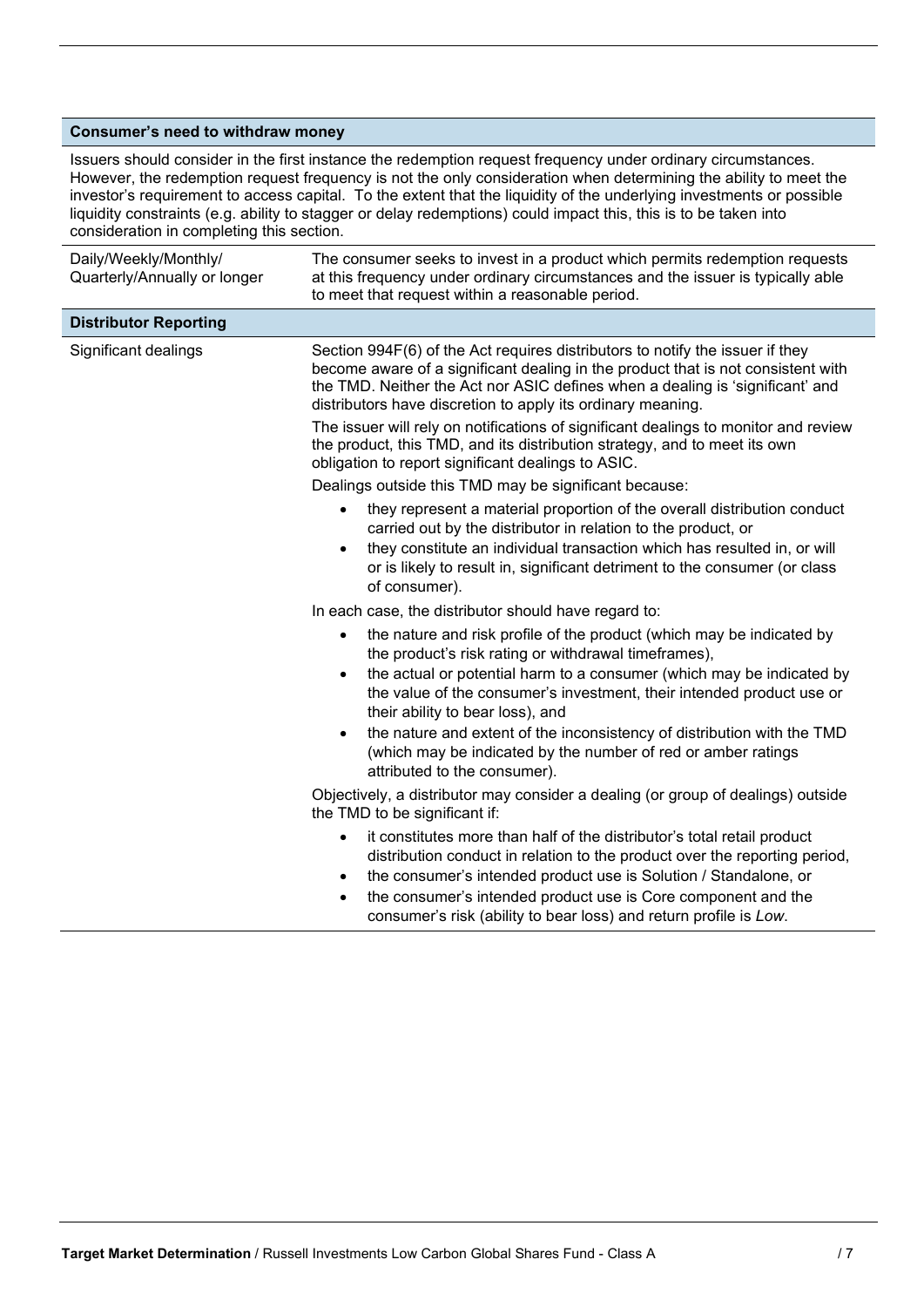| Consumer's need to withdraw money | |
|---|---|
| Issuers should consider in the first instance the redemption request frequency under ordinary circumstances. However, the redemption request frequency is not the only consideration when determining the ability to meet the investor's requirement to access capital. To the extent that the liquidity of the underlying investments or possible liquidity constraints (e.g. ability to stagger or delay redemptions) could impact this, this is to be taken into consideration in completing this section. | |
| Daily/Weekly/Monthly/ Quarterly/Annually or longer | The consumer seeks to invest in a product which permits redemption requests at this frequency under ordinary circumstances and the issuer is typically able to meet that request within a reasonable period. |
| **Distributor Reporting** | |
| Significant dealings | Section 994F(6) of the Act requires distributors to notify the issuer if they become aware of a significant dealing in the product that is not consistent with the TMD. Neither the Act nor ASIC defines when a dealing is 'significant' and distributors have discretion to apply its ordinary meaning.<br><br>The issuer will rely on notifications of significant dealings to monitor and review the product, this TMD, and its distribution strategy, and to meet its own obligation to report significant dealings to ASIC.<br><br>Dealings outside this TMD may be significant because:<br>• they represent a material proportion of the overall distribution conduct carried out by the distributor in relation to the product, or<br>• they constitute an individual transaction which has resulted in, or will or is likely to result in, significant detriment to the consumer (or class of consumer).<br><br>In each case, the distributor should have regard to:<br>• the nature and risk profile of the product (which may be indicated by the product's risk rating or withdrawal timeframes),<br>• the actual or potential harm to a consumer (which may be indicated by the value of the consumer's investment, their intended product use or their ability to bear loss), and<br>• the nature and extent of the inconsistency of distribution with the TMD (which may be indicated by the number of red or amber ratings attributed to the consumer).<br><br>Objectively, a distributor may consider a dealing (or group of dealings) outside the TMD to be significant if:<br>• it constitutes more than half of the distributor's total retail product distribution conduct in relation to the product over the reporting period,<br>• the consumer's intended product use is Solution / Standalone, or<br>• the consumer's intended product use is Core component and the consumer's risk (ability to bear loss) and return profile is *Low*. |